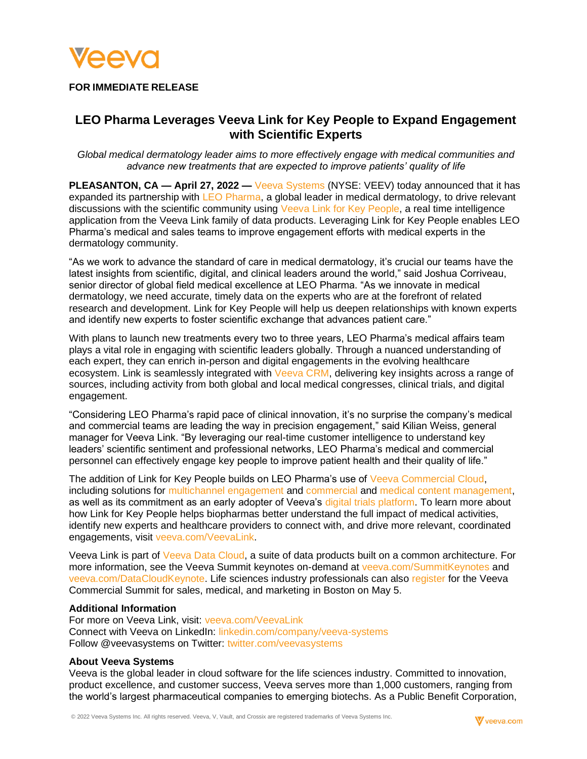**FOR IMMEDIATE RELEASE**

# LEO Pharma Leverages Veeva Link for Key People to Expand Engagement with Scientific Experts

*Global medical dermatology leader aims to more effectively engage with medical communities and advance new treatments that are expected to improve patients' quality of life*

**PLEASANTON, CA — April 27, 2022 —** Veeva Systems (NYSE: VEEV) today announced that it has expanded its partnership with LEO Pharma, a global leader in medical dermatology, to drive relevant discussions with the scientific community using Veeva Link for Key People, a real time intelligence application from the Veeva Link family of data products. Leveraging Link for Key People enables LEO Pharma's medical and sales teams to improve engagement efforts with medical experts in the dermatology community.

"As we work to advance the standard of care in medical dermatology, it's crucial our teams have the latest insights from scientific, digital, and clinical leaders around the world," said Joshua Corriveau, senior director of global field medical excellence at LEO Pharma. "As we innovate in medical dermatology, we need accurate, timely data on the experts who are at the forefront of related research and development. Link for Key People will help us deepen relationships with known experts and identify new experts to foster scientific exchange that advances patient care."

With plans to launch new treatments every two to three years, LEO Pharma's medical affairs team plays a vital role in engaging with scientific leaders globally. Through a nuanced understanding of each expert, they can enrich in-person and digital engagements in the evolving healthcare ecosystem. Link is seamlessly integrated with Veeva CRM, delivering key insights across a range of sources, including activity from both global and local medical congresses, clinical trials, and digital engagement.

"Considering LEO Pharma's rapid pace of clinical innovation, it's no surprise the company's medical and commercial teams are leading the way in precision engagement," said Kilian Weiss, general manager for Veeva Link. "By leveraging our real-time customer intelligence to understand key leaders' scientific sentiment and professional networks, LEO Pharma's medical and commercial personnel can effectively engage key people to improve patient health and their quality of life."

The addition of Link for Key People builds on LEO Pharma's use of Veeva Commercial Cloud, including solutions for multichannel engagement and commercial and medical content management, as well as its commitment as an early adopter of Veeva's digital trials platform. To learn more about how Link for Key People helps biopharmas better understand the full impact of medical activities, identify new experts and healthcare providers to connect with, and drive more relevant, coordinated engagements, visit veeva.com/VeevaLink.

Veeva Link is part of Veeva Data Cloud, a suite of data products built on a common architecture. For more information, see the Veeva Summit keynotes on-demand at veeva.com/SummitKeynotes and veeva.com/DataCloudKeynote. Life sciences industry professionals can also register for the Veeva Commercial Summit for sales, medical, and marketing in Boston on May 5.

**Additional Information**

For more on Veeva Link, visit: veeva.com/VeevaLink
Connect with Veeva on LinkedIn: linkedin.com/company/veeva-systems
Follow @veevasystems on Twitter: twitter.com/veevasystems

**About Veeva Systems**

Veeva is the global leader in cloud software for the life sciences industry. Committed to innovation, product excellence, and customer success, Veeva serves more than 1,000 customers, ranging from the world's largest pharmaceutical companies to emerging biotechs. As a Public Benefit Corporation,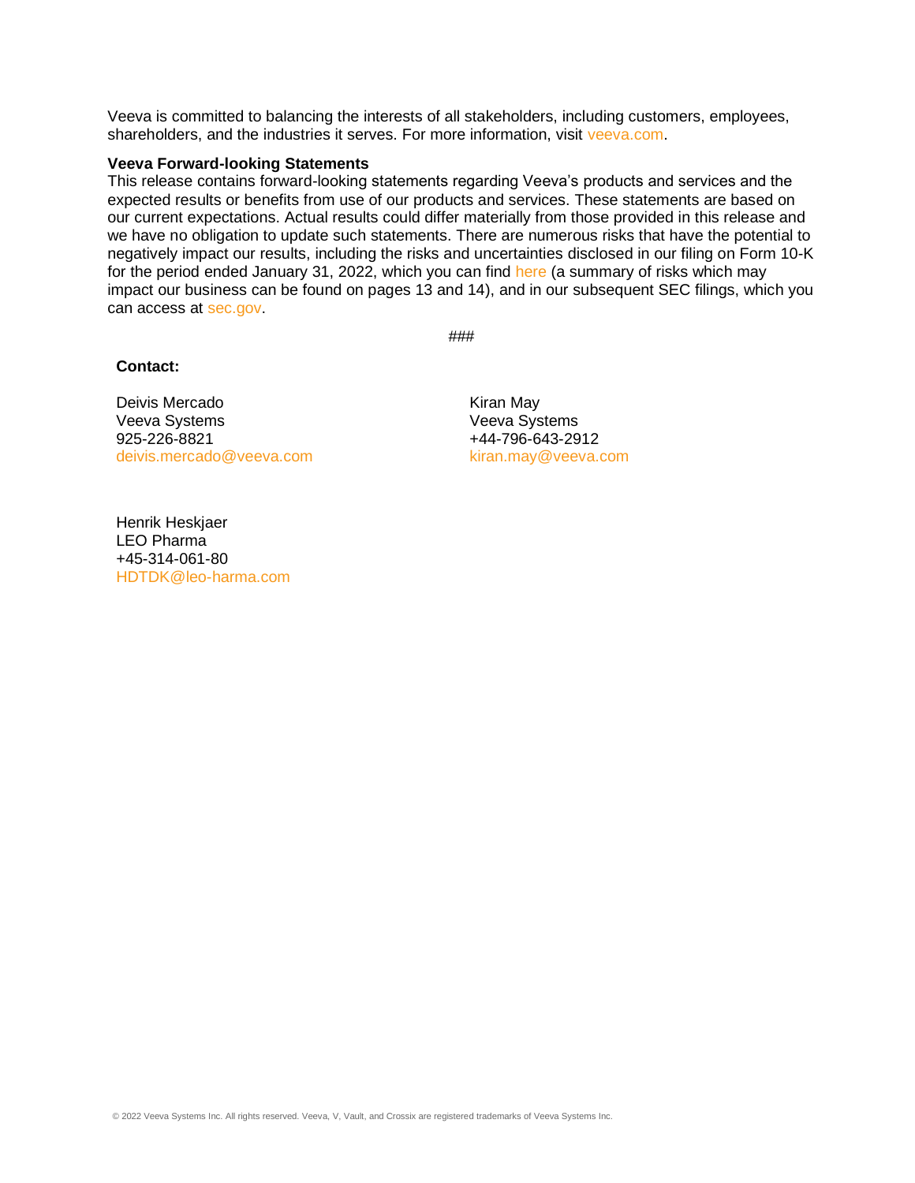Veeva is committed to balancing the interests of all stakeholders, including customers, employees, shareholders, and the industries it serves. For more information, visit veeva.com.

**Veeva Forward-looking Statements**

This release contains forward-looking statements regarding Veeva's products and services and the expected results or benefits from use of our products and services. These statements are based on our current expectations. Actual results could differ materially from those provided in this release and we have no obligation to update such statements. There are numerous risks that have the potential to negatively impact our results, including the risks and uncertainties disclosed in our filing on Form 10-K for the period ended January 31, 2022, which you can find here (a summary of risks which may impact our business can be found on pages 13 and 14), and in our subsequent SEC filings, which you can access at sec.gov.

###

**Contact:**

Deivis Mercado
Veeva Systems
925-226-8821
deivis.mercado@veeva.com

Kiran May
Veeva Systems
+44-796-643-2912
kiran.may@veeva.com

Henrik Heskjaer
LEO Pharma
+45-314-061-80
HDTDK@leo-harma.com

© 2022 Veeva Systems Inc. All rights reserved. Veeva, V, Vault, and Crossix are registered trademarks of Veeva Systems Inc.